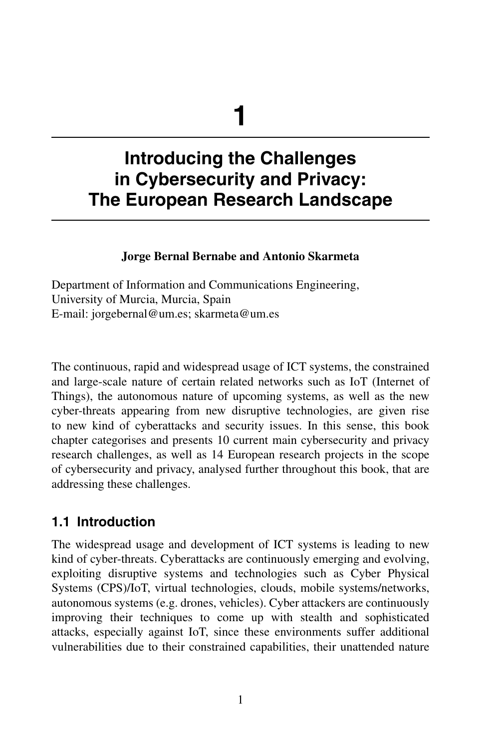# 1

# Introducing the Challenges in Cybersecurity and Privacy: The European Research Landscape

**Jorge Bernal Bernabe and Antonio Skarmeta**

Department of Information and Communications Engineering,
University of Murcia, Murcia, Spain
E-mail: jorgebernal@um.es; skarmeta@um.es

The continuous, rapid and widespread usage of ICT systems, the constrained and large-scale nature of certain related networks such as IoT (Internet of Things), the autonomous nature of upcoming systems, as well as the new cyber-threats appearing from new disruptive technologies, are given rise to new kind of cyberattacks and security issues. In this sense, this book chapter categorises and presents 10 current main cybersecurity and privacy research challenges, as well as 14 European research projects in the scope of cybersecurity and privacy, analysed further throughout this book, that are addressing these challenges.

## 1.1 Introduction

The widespread usage and development of ICT systems is leading to new kind of cyber-threats. Cyberattacks are continuously emerging and evolving, exploiting disruptive systems and technologies such as Cyber Physical Systems (CPS)/IoT, virtual technologies, clouds, mobile systems/networks, autonomous systems (e.g. drones, vehicles). Cyber attackers are continuously improving their techniques to come up with stealth and sophisticated attacks, especially against IoT, since these environments suffer additional vulnerabilities due to their constrained capabilities, their unattended nature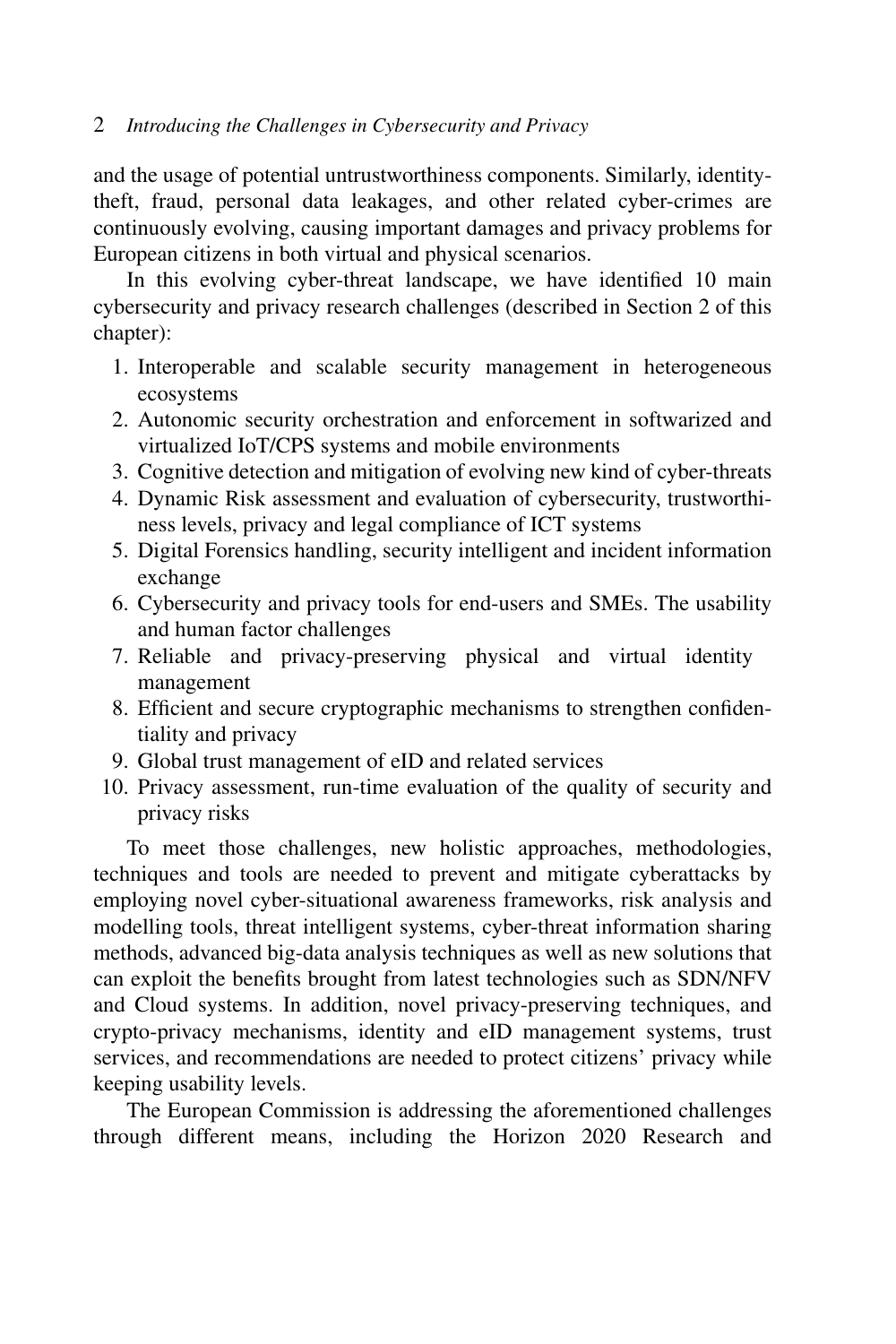and the usage of potential untrustworthiness components. Similarly, identity-theft, fraud, personal data leakages, and other related cyber-crimes are continuously evolving, causing important damages and privacy problems for European citizens in both virtual and physical scenarios.

In this evolving cyber-threat landscape, we have identified 10 main cybersecurity and privacy research challenges (described in Section 2 of this chapter):

1. Interoperable and scalable security management in heterogeneous ecosystems
2. Autonomic security orchestration and enforcement in softwarized and virtualized IoT/CPS systems and mobile environments
3. Cognitive detection and mitigation of evolving new kind of cyber-threats
4. Dynamic Risk assessment and evaluation of cybersecurity, trustworthiness levels, privacy and legal compliance of ICT systems
5. Digital Forensics handling, security intelligent and incident information exchange
6. Cybersecurity and privacy tools for end-users and SMEs. The usability and human factor challenges
7. Reliable and privacy-preserving physical and virtual identity management
8. Efficient and secure cryptographic mechanisms to strengthen confidentiality and privacy
9. Global trust management of eID and related services
10. Privacy assessment, run-time evaluation of the quality of security and privacy risks

To meet those challenges, new holistic approaches, methodologies, techniques and tools are needed to prevent and mitigate cyberattacks by employing novel cyber-situational awareness frameworks, risk analysis and modelling tools, threat intelligent systems, cyber-threat information sharing methods, advanced big-data analysis techniques as well as new solutions that can exploit the benefits brought from latest technologies such as SDN/NFV and Cloud systems. In addition, novel privacy-preserving techniques, and crypto-privacy mechanisms, identity and eID management systems, trust services, and recommendations are needed to protect citizens' privacy while keeping usability levels.

The European Commission is addressing the aforementioned challenges through different means, including the Horizon 2020 Research and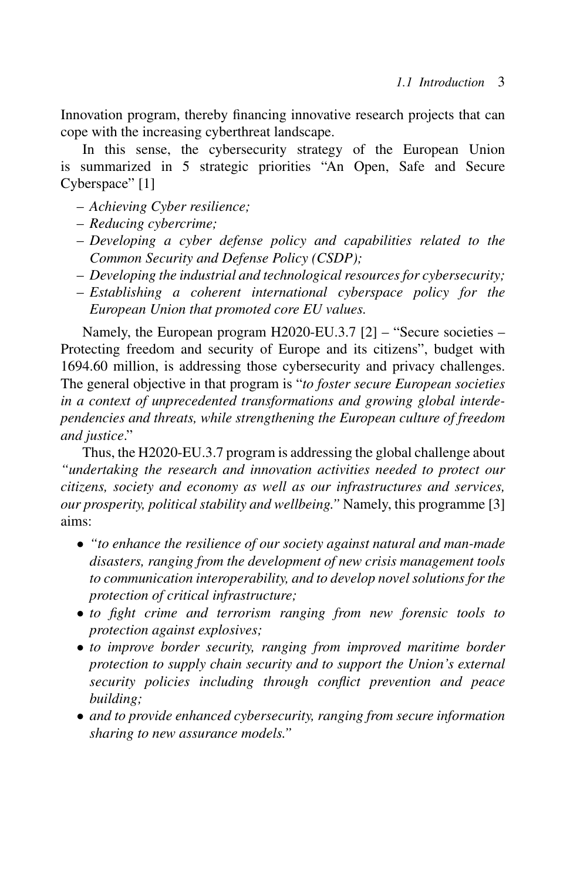Innovation program, thereby financing innovative research projects that can cope with the increasing cyberthreat landscape.

In this sense, the cybersecurity strategy of the European Union is summarized in 5 strategic priorities "An Open, Safe and Secure Cyberspace" [1]

- *Achieving Cyber resilience;*
- *Reducing cybercrime;*
- *Developing a cyber defense policy and capabilities related to the Common Security and Defense Policy (CSDP);*
- *Developing the industrial and technological resources for cybersecurity;*
- *Establishing a coherent international cyberspace policy for the European Union that promoted core EU values.*

Namely, the European program H2020-EU.3.7 [2] – "Secure societies – Protecting freedom and security of Europe and its citizens", budget with 1694.60 million, is addressing those cybersecurity and privacy challenges. The general objective in that program is "*to foster secure European societies in a context of unprecedented transformations and growing global interdependencies and threats, while strengthening the European culture of freedom and justice*."

Thus, the H2020-EU.3.7 program is addressing the global challenge about *"undertaking the research and innovation activities needed to protect our citizens, society and economy as well as our infrastructures and services, our prosperity, political stability and wellbeing."* Namely, this programme [3] aims:

- *"to enhance the resilience of our society against natural and man-made disasters, ranging from the development of new crisis management tools to communication interoperability, and to develop novel solutions for the protection of critical infrastructure;*
- *to fight crime and terrorism ranging from new forensic tools to protection against explosives;*
- *to improve border security, ranging from improved maritime border protection to supply chain security and to support the Union's external security policies including through conflict prevention and peace building;*
- *and to provide enhanced cybersecurity, ranging from secure information sharing to new assurance models."*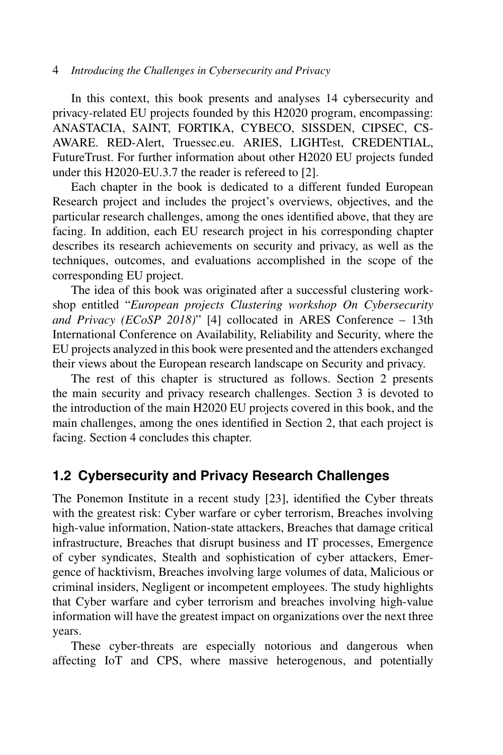In this context, this book presents and analyses 14 cybersecurity and privacy-related EU projects founded by this H2020 program, encompassing: ANASTACIA, SAINT, FORTIKA, CYBECO, SISSDEN, CIPSEC, CS-AWARE. RED-Alert, Truessec.eu. ARIES, LIGHTest, CREDENTIAL, FutureTrust. For further information about other H2020 EU projects funded under this H2020-EU.3.7 the reader is refereed to [2].

Each chapter in the book is dedicated to a different funded European Research project and includes the project's overviews, objectives, and the particular research challenges, among the ones identified above, that they are facing. In addition, each EU research project in his corresponding chapter describes its research achievements on security and privacy, as well as the techniques, outcomes, and evaluations accomplished in the scope of the corresponding EU project.

The idea of this book was originated after a successful clustering workshop entitled "*European projects Clustering workshop On Cybersecurity and Privacy (ECoSP 2018)*" [4] collocated in ARES Conference – 13th International Conference on Availability, Reliability and Security, where the EU projects analyzed in this book were presented and the attenders exchanged their views about the European research landscape on Security and privacy.

The rest of this chapter is structured as follows. Section 2 presents the main security and privacy research challenges. Section 3 is devoted to the introduction of the main H2020 EU projects covered in this book, and the main challenges, among the ones identified in Section 2, that each project is facing. Section 4 concludes this chapter.

## 1.2 Cybersecurity and Privacy Research Challenges

The Ponemon Institute in a recent study [23], identified the Cyber threats with the greatest risk: Cyber warfare or cyber terrorism, Breaches involving high-value information, Nation-state attackers, Breaches that damage critical infrastructure, Breaches that disrupt business and IT processes, Emergence of cyber syndicates, Stealth and sophistication of cyber attackers, Emergence of hacktivism, Breaches involving large volumes of data, Malicious or criminal insiders, Negligent or incompetent employees. The study highlights that Cyber warfare and cyber terrorism and breaches involving high-value information will have the greatest impact on organizations over the next three years.

These cyber-threats are especially notorious and dangerous when affecting IoT and CPS, where massive heterogenous, and potentially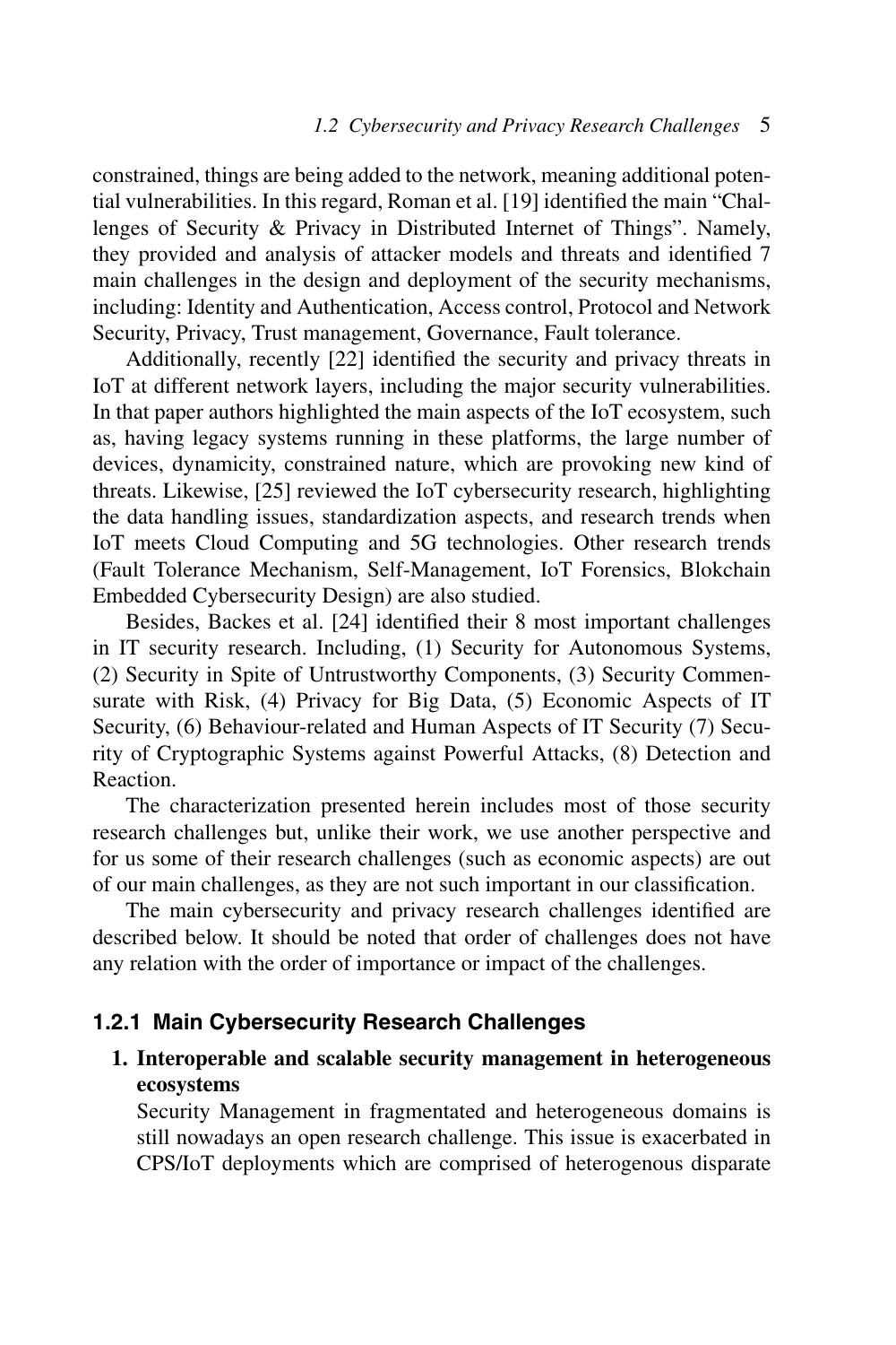constrained, things are being added to the network, meaning additional potential vulnerabilities. In this regard, Roman et al. [19] identified the main "Challenges of Security & Privacy in Distributed Internet of Things". Namely, they provided and analysis of attacker models and threats and identified 7 main challenges in the design and deployment of the security mechanisms, including: Identity and Authentication, Access control, Protocol and Network Security, Privacy, Trust management, Governance, Fault tolerance.

Additionally, recently [22] identified the security and privacy threats in IoT at different network layers, including the major security vulnerabilities. In that paper authors highlighted the main aspects of the IoT ecosystem, such as, having legacy systems running in these platforms, the large number of devices, dynamicity, constrained nature, which are provoking new kind of threats. Likewise, [25] reviewed the IoT cybersecurity research, highlighting the data handling issues, standardization aspects, and research trends when IoT meets Cloud Computing and 5G technologies. Other research trends (Fault Tolerance Mechanism, Self-Management, IoT Forensics, Blokchain Embedded Cybersecurity Design) are also studied.

Besides, Backes et al. [24] identified their 8 most important challenges in IT security research. Including, (1) Security for Autonomous Systems, (2) Security in Spite of Untrustworthy Components, (3) Security Commensurate with Risk, (4) Privacy for Big Data, (5) Economic Aspects of IT Security, (6) Behaviour-related and Human Aspects of IT Security (7) Security of Cryptographic Systems against Powerful Attacks, (8) Detection and Reaction.

The characterization presented herein includes most of those security research challenges but, unlike their work, we use another perspective and for us some of their research challenges (such as economic aspects) are out of our main challenges, as they are not such important in our classification.

The main cybersecurity and privacy research challenges identified are described below. It should be noted that order of challenges does not have any relation with the order of importance or impact of the challenges.

### 1.2.1 Main Cybersecurity Research Challenges

1. **Interoperable and scalable security management in heterogeneous ecosystems**
   Security Management in fragmentated and heterogeneous domains is still nowadays an open research challenge. This issue is exacerbated in CPS/IoT deployments which are comprised of heterogenous disparate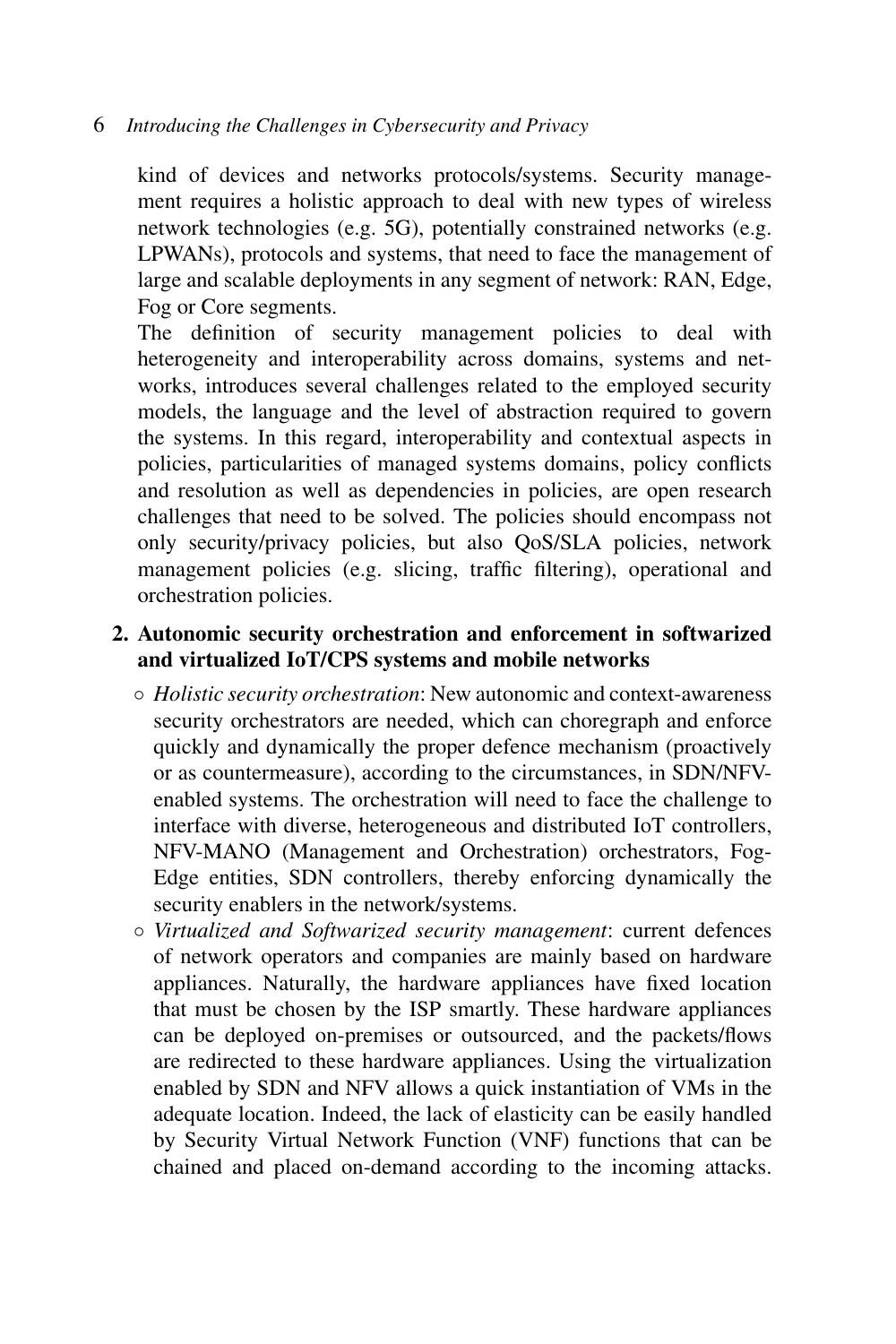kind of devices and networks protocols/systems. Security management requires a holistic approach to deal with new types of wireless network technologies (e.g. 5G), potentially constrained networks (e.g. LPWANs), protocols and systems, that need to face the management of large and scalable deployments in any segment of network: RAN, Edge, Fog or Core segments.

The definition of security management policies to deal with heterogeneity and interoperability across domains, systems and networks, introduces several challenges related to the employed security models, the language and the level of abstraction required to govern the systems. In this regard, interoperability and contextual aspects in policies, particularities of managed systems domains, policy conflicts and resolution as well as dependencies in policies, are open research challenges that need to be solved. The policies should encompass not only security/privacy policies, but also QoS/SLA policies, network management policies (e.g. slicing, traffic filtering), operational and orchestration policies.

**2. Autonomic security orchestration and enforcement in softwarized and virtualized IoT/CPS systems and mobile networks**

- *Holistic security orchestration*: New autonomic and context-awareness security orchestrators are needed, which can choregraph and enforce quickly and dynamically the proper defence mechanism (proactively or as countermeasure), according to the circumstances, in SDN/NFV-enabled systems. The orchestration will need to face the challenge to interface with diverse, heterogeneous and distributed IoT controllers, NFV-MANO (Management and Orchestration) orchestrators, Fog-Edge entities, SDN controllers, thereby enforcing dynamically the security enablers in the network/systems.
- *Virtualized and Softwarized security management*: current defences of network operators and companies are mainly based on hardware appliances. Naturally, the hardware appliances have fixed location that must be chosen by the ISP smartly. These hardware appliances can be deployed on-premises or outsourced, and the packets/flows are redirected to these hardware appliances. Using the virtualization enabled by SDN and NFV allows a quick instantiation of VMs in the adequate location. Indeed, the lack of elasticity can be easily handled by Security Virtual Network Function (VNF) functions that can be chained and placed on-demand according to the incoming attacks.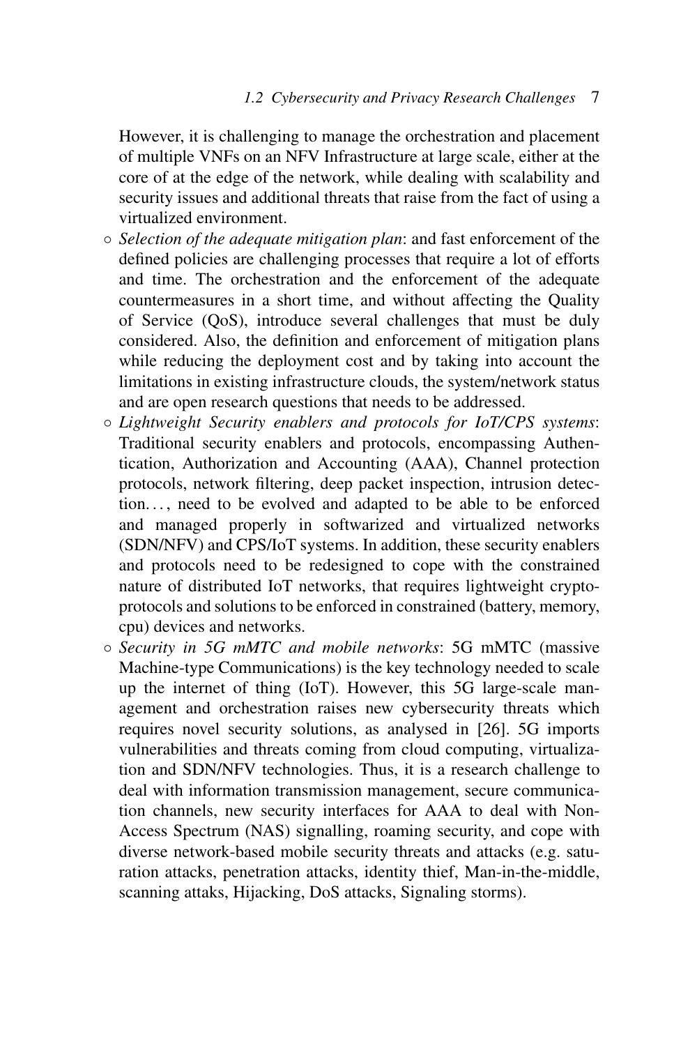However, it is challenging to manage the orchestration and placement of multiple VNFs on an NFV Infrastructure at large scale, either at the core of at the edge of the network, while dealing with scalability and security issues and additional threats that raise from the fact of using a virtualized environment.

- *Selection of the adequate mitigation plan*: and fast enforcement of the defined policies are challenging processes that require a lot of efforts and time. The orchestration and the enforcement of the adequate countermeasures in a short time, and without affecting the Quality of Service (QoS), introduce several challenges that must be duly considered. Also, the definition and enforcement of mitigation plans while reducing the deployment cost and by taking into account the limitations in existing infrastructure clouds, the system/network status and are open research questions that needs to be addressed.
- *Lightweight Security enablers and protocols for IoT/CPS systems*: Traditional security enablers and protocols, encompassing Authentication, Authorization and Accounting (AAA), Channel protection protocols, network filtering, deep packet inspection, intrusion detection. . . , need to be evolved and adapted to be able to be enforced and managed properly in softwarized and virtualized networks (SDN/NFV) and CPS/IoT systems. In addition, these security enablers and protocols need to be redesigned to cope with the constrained nature of distributed IoT networks, that requires lightweight crypto-protocols and solutions to be enforced in constrained (battery, memory, cpu) devices and networks.
- *Security in 5G mMTC and mobile networks*: 5G mMTC (massive Machine-type Communications) is the key technology needed to scale up the internet of thing (IoT). However, this 5G large-scale management and orchestration raises new cybersecurity threats which requires novel security solutions, as analysed in [26]. 5G imports vulnerabilities and threats coming from cloud computing, virtualization and SDN/NFV technologies. Thus, it is a research challenge to deal with information transmission management, secure communication channels, new security interfaces for AAA to deal with Non-Access Spectrum (NAS) signalling, roaming security, and cope with diverse network-based mobile security threats and attacks (e.g. saturation attacks, penetration attacks, identity thief, Man-in-the-middle, scanning attaks, Hijacking, DoS attacks, Signaling storms).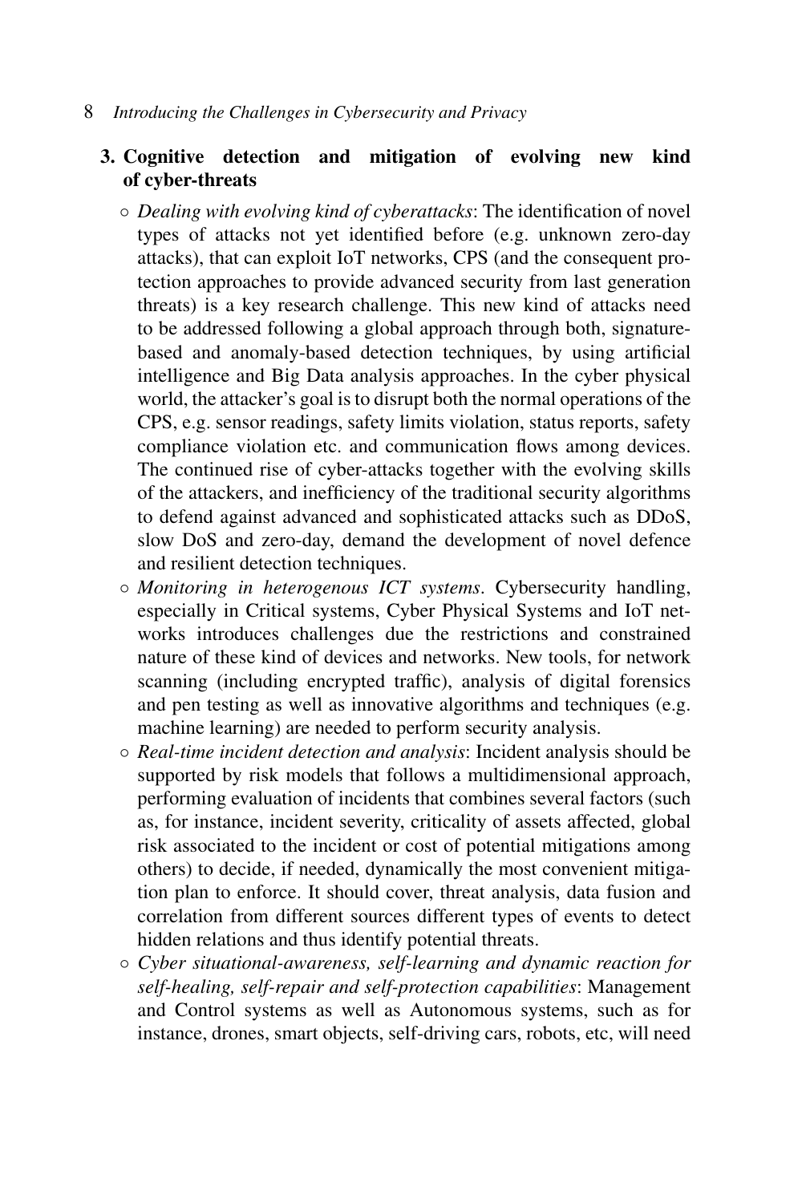3. **Cognitive detection and mitigation of evolving new kind of cyber-threats**

   - *Dealing with evolving kind of cyberattacks*: The identification of novel types of attacks not yet identified before (e.g. unknown zero-day attacks), that can exploit IoT networks, CPS (and the consequent protection approaches to provide advanced security from last generation threats) is a key research challenge. This new kind of attacks need to be addressed following a global approach through both, signature-based and anomaly-based detection techniques, by using artificial intelligence and Big Data analysis approaches. In the cyber physical world, the attacker's goal is to disrupt both the normal operations of the CPS, e.g. sensor readings, safety limits violation, status reports, safety compliance violation etc. and communication flows among devices. The continued rise of cyber-attacks together with the evolving skills of the attackers, and inefficiency of the traditional security algorithms to defend against advanced and sophisticated attacks such as DDoS, slow DoS and zero-day, demand the development of novel defence and resilient detection techniques.
   - *Monitoring in heterogenous ICT systems*. Cybersecurity handling, especially in Critical systems, Cyber Physical Systems and IoT networks introduces challenges due the restrictions and constrained nature of these kind of devices and networks. New tools, for network scanning (including encrypted traffic), analysis of digital forensics and pen testing as well as innovative algorithms and techniques (e.g. machine learning) are needed to perform security analysis.
   - *Real-time incident detection and analysis*: Incident analysis should be supported by risk models that follows a multidimensional approach, performing evaluation of incidents that combines several factors (such as, for instance, incident severity, criticality of assets affected, global risk associated to the incident or cost of potential mitigations among others) to decide, if needed, dynamically the most convenient mitigation plan to enforce. It should cover, threat analysis, data fusion and correlation from different sources different types of events to detect hidden relations and thus identify potential threats.
   - *Cyber situational-awareness, self-learning and dynamic reaction for self-healing, self-repair and self-protection capabilities*: Management and Control systems as well as Autonomous systems, such as for instance, drones, smart objects, self-driving cars, robots, etc, will need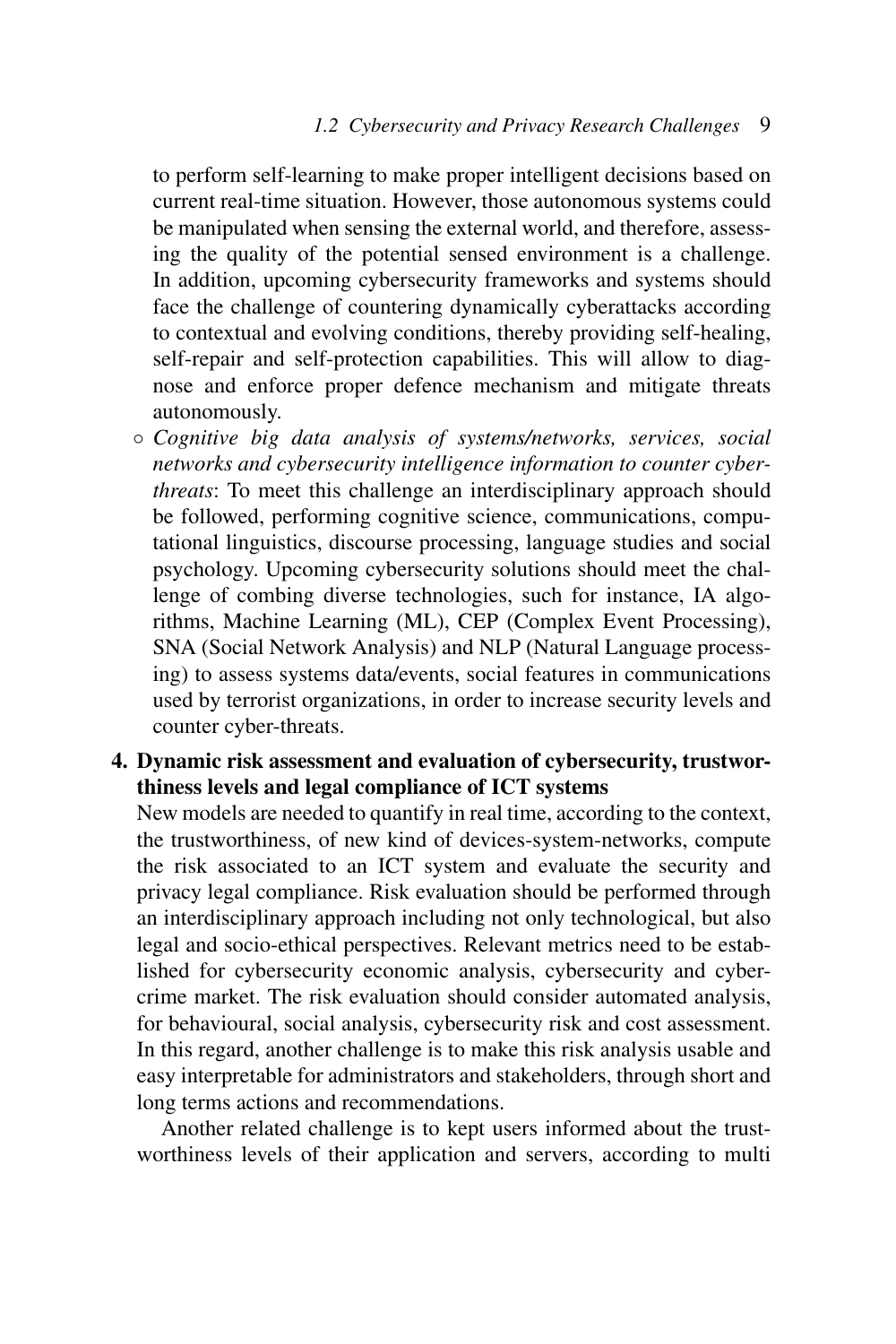to perform self-learning to make proper intelligent decisions based on current real-time situation. However, those autonomous systems could be manipulated when sensing the external world, and therefore, assessing the quality of the potential sensed environment is a challenge. In addition, upcoming cybersecurity frameworks and systems should face the challenge of countering dynamically cyberattacks according to contextual and evolving conditions, thereby providing self-healing, self-repair and self-protection capabilities. This will allow to diagnose and enforce proper defence mechanism and mitigate threats autonomously.

- *Cognitive big data analysis of systems/networks, services, social networks and cybersecurity intelligence information to counter cyber-threats*: To meet this challenge an interdisciplinary approach should be followed, performing cognitive science, communications, computational linguistics, discourse processing, language studies and social psychology. Upcoming cybersecurity solutions should meet the challenge of combing diverse technologies, such for instance, IA algorithms, Machine Learning (ML), CEP (Complex Event Processing), SNA (Social Network Analysis) and NLP (Natural Language processing) to assess systems data/events, social features in communications used by terrorist organizations, in order to increase security levels and counter cyber-threats.

4. **Dynamic risk assessment and evaluation of cybersecurity, trustworthiness levels and legal compliance of ICT systems**

New models are needed to quantify in real time, according to the context, the trustworthiness, of new kind of devices-system-networks, compute the risk associated to an ICT system and evaluate the security and privacy legal compliance. Risk evaluation should be performed through an interdisciplinary approach including not only technological, but also legal and socio-ethical perspectives. Relevant metrics need to be established for cybersecurity economic analysis, cybersecurity and cybercrime market. The risk evaluation should consider automated analysis, for behavioural, social analysis, cybersecurity risk and cost assessment. In this regard, another challenge is to make this risk analysis usable and easy interpretable for administrators and stakeholders, through short and long terms actions and recommendations.

Another related challenge is to kept users informed about the trustworthiness levels of their application and servers, according to multi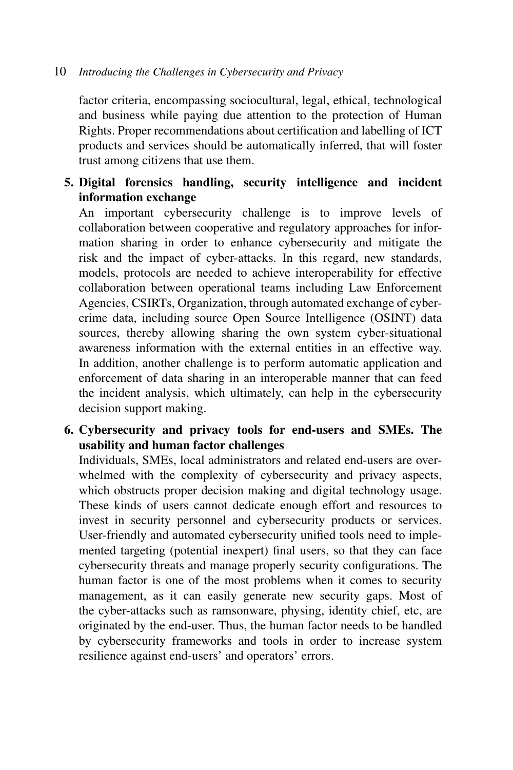factor criteria, encompassing sociocultural, legal, ethical, technological and business while paying due attention to the protection of Human Rights. Proper recommendations about certification and labelling of ICT products and services should be automatically inferred, that will foster trust among citizens that use them.

5. **Digital forensics handling, security intelligence and incident information exchange**
   An important cybersecurity challenge is to improve levels of collaboration between cooperative and regulatory approaches for information sharing in order to enhance cybersecurity and mitigate the risk and the impact of cyber-attacks. In this regard, new standards, models, protocols are needed to achieve interoperability for effective collaboration between operational teams including Law Enforcement Agencies, CSIRTs, Organization, through automated exchange of cybercrime data, including source Open Source Intelligence (OSINT) data sources, thereby allowing sharing the own system cyber-situational awareness information with the external entities in an effective way. In addition, another challenge is to perform automatic application and enforcement of data sharing in an interoperable manner that can feed the incident analysis, which ultimately, can help in the cybersecurity decision support making.

6. **Cybersecurity and privacy tools for end-users and SMEs. The usability and human factor challenges**
   Individuals, SMEs, local administrators and related end-users are overwhelmed with the complexity of cybersecurity and privacy aspects, which obstructs proper decision making and digital technology usage. These kinds of users cannot dedicate enough effort and resources to invest in security personnel and cybersecurity products or services. User-friendly and automated cybersecurity unified tools need to implemented targeting (potential inexpert) final users, so that they can face cybersecurity threats and manage properly security configurations. The human factor is one of the most problems when it comes to security management, as it can easily generate new security gaps. Most of the cyber-attacks such as ramsonware, physing, identity chief, etc, are originated by the end-user. Thus, the human factor needs to be handled by cybersecurity frameworks and tools in order to increase system resilience against end-users' and operators' errors.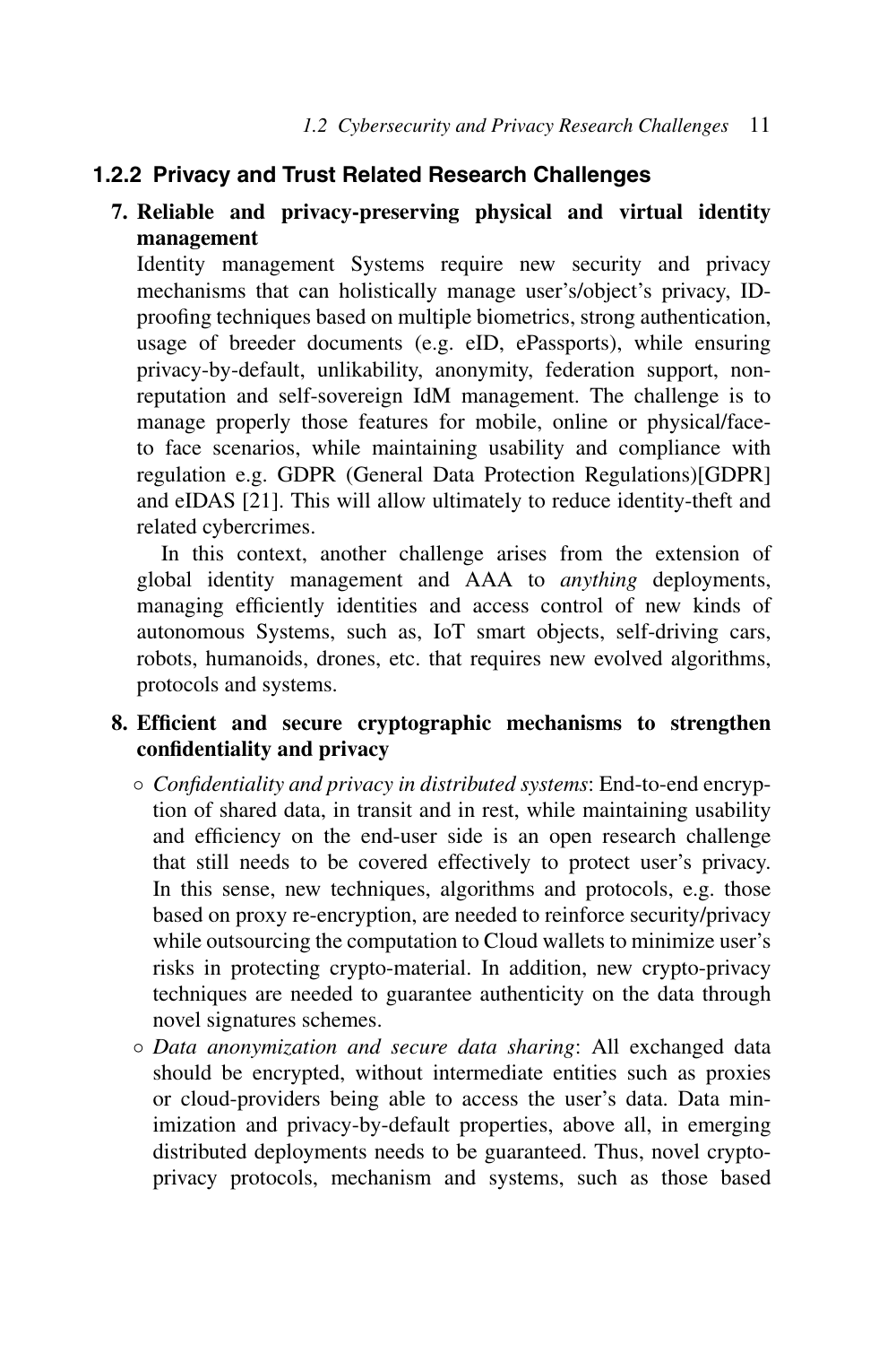### 1.2.2 Privacy and Trust Related Research Challenges

**7. Reliable and privacy-preserving physical and virtual identity management**

Identity management Systems require new security and privacy mechanisms that can holistically manage user's/object's privacy, ID-proofing techniques based on multiple biometrics, strong authentication, usage of breeder documents (e.g. eID, ePassports), while ensuring privacy-by-default, unlikability, anonymity, federation support, non-reputation and self-sovereign IdM management. The challenge is to manage properly those features for mobile, online or physical/face-to face scenarios, while maintaining usability and compliance with regulation e.g. GDPR (General Data Protection Regulations)[GDPR] and eIDAS [21]. This will allow ultimately to reduce identity-theft and related cybercrimes.

In this context, another challenge arises from the extension of global identity management and AAA to *anything* deployments, managing efficiently identities and access control of new kinds of autonomous Systems, such as, IoT smart objects, self-driving cars, robots, humanoids, drones, etc. that requires new evolved algorithms, protocols and systems.

**8. Efficient and secure cryptographic mechanisms to strengthen confidentiality and privacy**

- *Confidentiality and privacy in distributed systems*: End-to-end encryption of shared data, in transit and in rest, while maintaining usability and efficiency on the end-user side is an open research challenge that still needs to be covered effectively to protect user's privacy. In this sense, new techniques, algorithms and protocols, e.g. those based on proxy re-encryption, are needed to reinforce security/privacy while outsourcing the computation to Cloud wallets to minimize user's risks in protecting crypto-material. In addition, new crypto-privacy techniques are needed to guarantee authenticity on the data through novel signatures schemes.
- *Data anonymization and secure data sharing*: All exchanged data should be encrypted, without intermediate entities such as proxies or cloud-providers being able to access the user's data. Data minimization and privacy-by-default properties, above all, in emerging distributed deployments needs to be guaranteed. Thus, novel crypto-privacy protocols, mechanism and systems, such as those based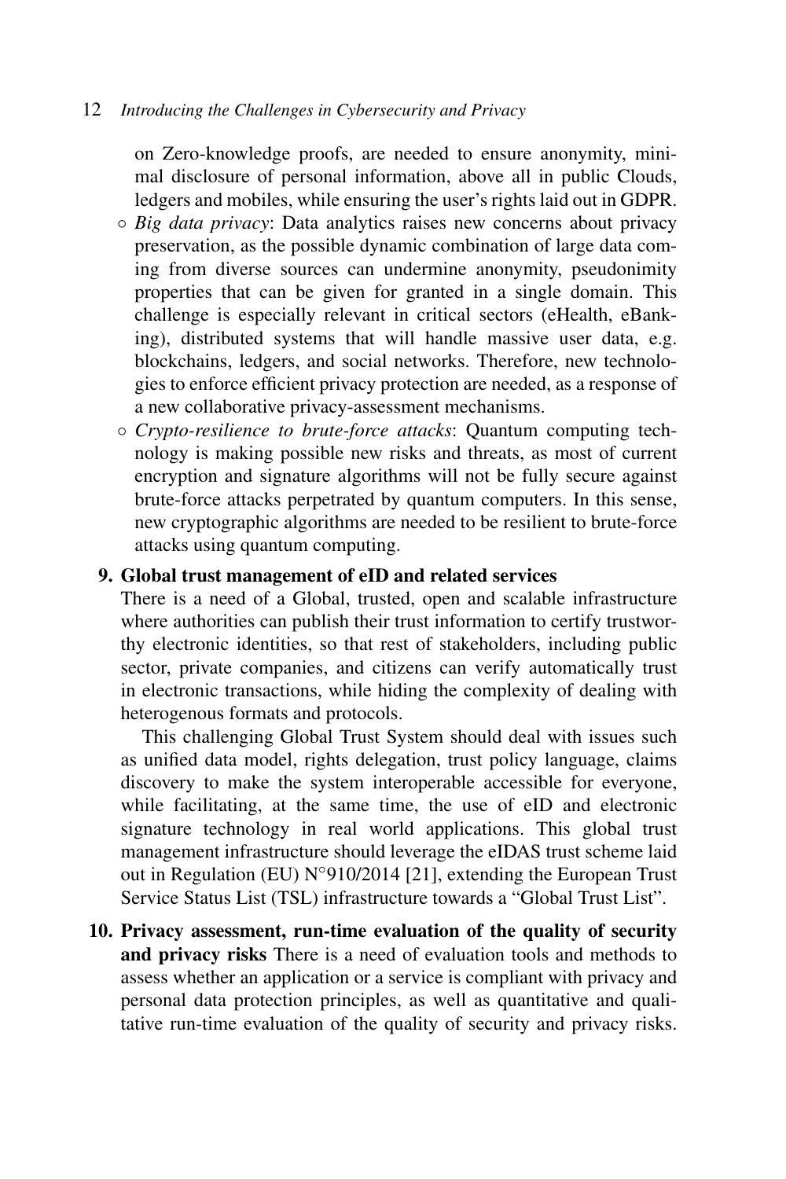on Zero-knowledge proofs, are needed to ensure anonymity, minimal disclosure of personal information, above all in public Clouds, ledgers and mobiles, while ensuring the user's rights laid out in GDPR.

- *Big data privacy*: Data analytics raises new concerns about privacy preservation, as the possible dynamic combination of large data coming from diverse sources can undermine anonymity, pseudonimity properties that can be given for granted in a single domain. This challenge is especially relevant in critical sectors (eHealth, eBanking), distributed systems that will handle massive user data, e.g. blockchains, ledgers, and social networks. Therefore, new technologies to enforce efficient privacy protection are needed, as a response of a new collaborative privacy-assessment mechanisms.
- *Crypto-resilience to brute-force attacks*: Quantum computing technology is making possible new risks and threats, as most of current encryption and signature algorithms will not be fully secure against brute-force attacks perpetrated by quantum computers. In this sense, new cryptographic algorithms are needed to be resilient to brute-force attacks using quantum computing.

9. **Global trust management of eID and related services**
   There is a need of a Global, trusted, open and scalable infrastructure where authorities can publish their trust information to certify trustworthy electronic identities, so that rest of stakeholders, including public sector, private companies, and citizens can verify automatically trust in electronic transactions, while hiding the complexity of dealing with heterogenous formats and protocols.

   This challenging Global Trust System should deal with issues such as unified data model, rights delegation, trust policy language, claims discovery to make the system interoperable accessible for everyone, while facilitating, at the same time, the use of eID and electronic signature technology in real world applications. This global trust management infrastructure should leverage the eIDAS trust scheme laid out in Regulation (EU) N°910/2014 [21], extending the European Trust Service Status List (TSL) infrastructure towards a "Global Trust List".

10. **Privacy assessment, run-time evaluation of the quality of security and privacy risks** There is a need of evaluation tools and methods to assess whether an application or a service is compliant with privacy and personal data protection principles, as well as quantitative and qualitative run-time evaluation of the quality of security and privacy risks.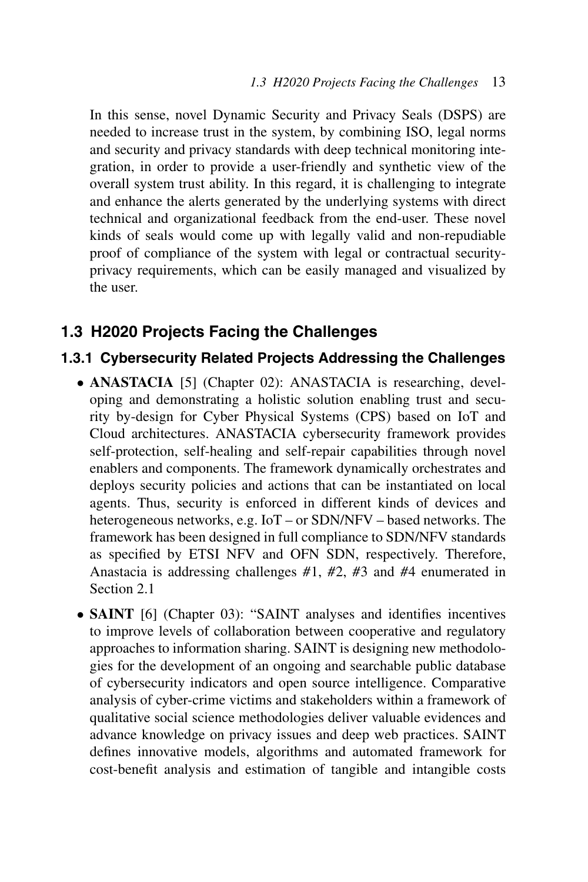In this sense, novel Dynamic Security and Privacy Seals (DSPS) are needed to increase trust in the system, by combining ISO, legal norms and security and privacy standards with deep technical monitoring integration, in order to provide a user-friendly and synthetic view of the overall system trust ability. In this regard, it is challenging to integrate and enhance the alerts generated by the underlying systems with direct technical and organizational feedback from the end-user. These novel kinds of seals would come up with legally valid and non-repudiable proof of compliance of the system with legal or contractual security-privacy requirements, which can be easily managed and visualized by the user.

## 1.3 H2020 Projects Facing the Challenges

### 1.3.1 Cybersecurity Related Projects Addressing the Challenges

- **ANASTACIA** [5] (Chapter 02): ANASTACIA is researching, developing and demonstrating a holistic solution enabling trust and security by-design for Cyber Physical Systems (CPS) based on IoT and Cloud architectures. ANASTACIA cybersecurity framework provides self-protection, self-healing and self-repair capabilities through novel enablers and components. The framework dynamically orchestrates and deploys security policies and actions that can be instantiated on local agents. Thus, security is enforced in different kinds of devices and heterogeneous networks, e.g. IoT – or SDN/NFV – based networks. The framework has been designed in full compliance to SDN/NFV standards as specified by ETSI NFV and OFN SDN, respectively. Therefore, Anastacia is addressing challenges #1, #2, #3 and #4 enumerated in Section 2.1
- **SAINT** [6] (Chapter 03): "SAINT analyses and identifies incentives to improve levels of collaboration between cooperative and regulatory approaches to information sharing. SAINT is designing new methodologies for the development of an ongoing and searchable public database of cybersecurity indicators and open source intelligence. Comparative analysis of cyber-crime victims and stakeholders within a framework of qualitative social science methodologies deliver valuable evidences and advance knowledge on privacy issues and deep web practices. SAINT defines innovative models, algorithms and automated framework for cost-benefit analysis and estimation of tangible and intangible costs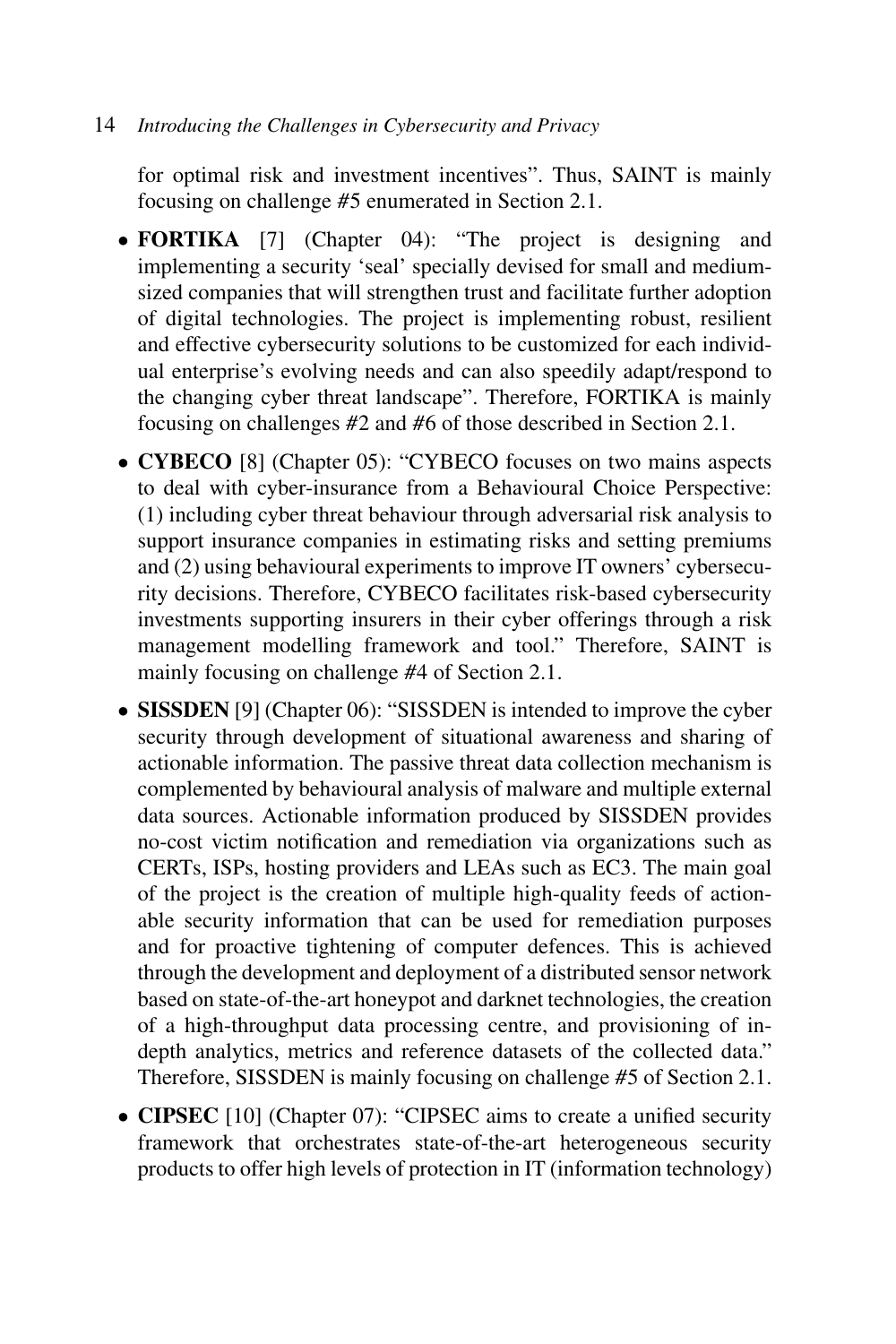for optimal risk and investment incentives". Thus, SAINT is mainly focusing on challenge #5 enumerated in Section 2.1.

- **FORTIKA** [7] (Chapter 04): "The project is designing and implementing a security 'seal' specially devised for small and medium-sized companies that will strengthen trust and facilitate further adoption of digital technologies. The project is implementing robust, resilient and effective cybersecurity solutions to be customized for each individual enterprise's evolving needs and can also speedily adapt/respond to the changing cyber threat landscape". Therefore, FORTIKA is mainly focusing on challenges #2 and #6 of those described in Section 2.1.
- **CYBECO** [8] (Chapter 05): "CYBECO focuses on two mains aspects to deal with cyber-insurance from a Behavioural Choice Perspective: (1) including cyber threat behaviour through adversarial risk analysis to support insurance companies in estimating risks and setting premiums and (2) using behavioural experiments to improve IT owners' cybersecurity decisions. Therefore, CYBECO facilitates risk-based cybersecurity investments supporting insurers in their cyber offerings through a risk management modelling framework and tool." Therefore, SAINT is mainly focusing on challenge #4 of Section 2.1.
- **SISSDEN** [9] (Chapter 06): "SISSDEN is intended to improve the cyber security through development of situational awareness and sharing of actionable information. The passive threat data collection mechanism is complemented by behavioural analysis of malware and multiple external data sources. Actionable information produced by SISSDEN provides no-cost victim notification and remediation via organizations such as CERTs, ISPs, hosting providers and LEAs such as EC3. The main goal of the project is the creation of multiple high-quality feeds of actionable security information that can be used for remediation purposes and for proactive tightening of computer defences. This is achieved through the development and deployment of a distributed sensor network based on state-of-the-art honeypot and darknet technologies, the creation of a high-throughput data processing centre, and provisioning of in-depth analytics, metrics and reference datasets of the collected data." Therefore, SISSDEN is mainly focusing on challenge #5 of Section 2.1.
- **CIPSEC** [10] (Chapter 07): "CIPSEC aims to create a unified security framework that orchestrates state-of-the-art heterogeneous security products to offer high levels of protection in IT (information technology)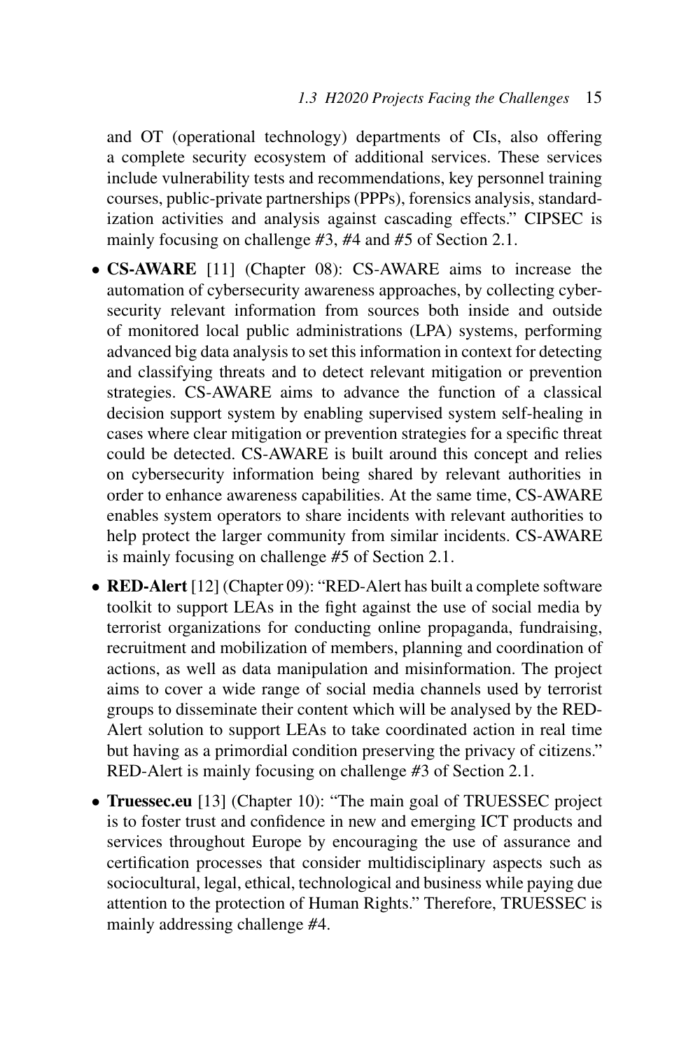and OT (operational technology) departments of CIs, also offering a complete security ecosystem of additional services. These services include vulnerability tests and recommendations, key personnel training courses, public-private partnerships (PPPs), forensics analysis, standardization activities and analysis against cascading effects." CIPSEC is mainly focusing on challenge #3, #4 and #5 of Section 2.1.

- **CS-AWARE** [11] (Chapter 08): CS-AWARE aims to increase the automation of cybersecurity awareness approaches, by collecting cybersecurity relevant information from sources both inside and outside of monitored local public administrations (LPA) systems, performing advanced big data analysis to set this information in context for detecting and classifying threats and to detect relevant mitigation or prevention strategies. CS-AWARE aims to advance the function of a classical decision support system by enabling supervised system self-healing in cases where clear mitigation or prevention strategies for a specific threat could be detected. CS-AWARE is built around this concept and relies on cybersecurity information being shared by relevant authorities in order to enhance awareness capabilities. At the same time, CS-AWARE enables system operators to share incidents with relevant authorities to help protect the larger community from similar incidents. CS-AWARE is mainly focusing on challenge #5 of Section 2.1.
- **RED-Alert** [12] (Chapter 09): "RED-Alert has built a complete software toolkit to support LEAs in the fight against the use of social media by terrorist organizations for conducting online propaganda, fundraising, recruitment and mobilization of members, planning and coordination of actions, as well as data manipulation and misinformation. The project aims to cover a wide range of social media channels used by terrorist groups to disseminate their content which will be analysed by the RED-Alert solution to support LEAs to take coordinated action in real time but having as a primordial condition preserving the privacy of citizens." RED-Alert is mainly focusing on challenge #3 of Section 2.1.
- **Truessec.eu** [13] (Chapter 10): "The main goal of TRUESSEC project is to foster trust and confidence in new and emerging ICT products and services throughout Europe by encouraging the use of assurance and certification processes that consider multidisciplinary aspects such as sociocultural, legal, ethical, technological and business while paying due attention to the protection of Human Rights." Therefore, TRUESSEC is mainly addressing challenge #4.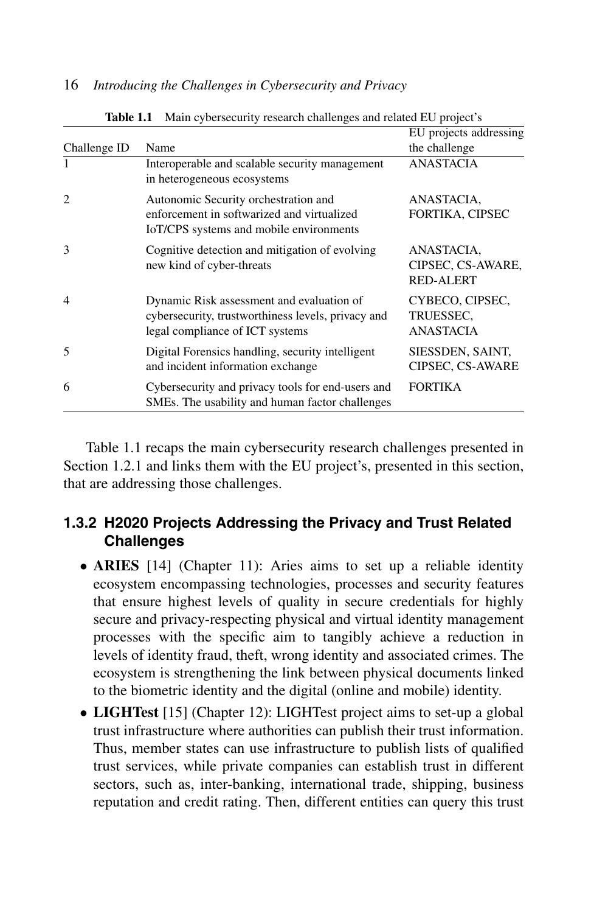**Table 1.1** Main cybersecurity research challenges and related EU project's

| Challenge ID | Name | EU projects addressing the challenge |
|---|---|---|
| 1 | Interoperable and scalable security management in heterogeneous ecosystems | ANASTACIA |
| 2 | Autonomic Security orchestration and enforcement in softwarized and virtualized IoT/CPS systems and mobile environments | ANASTACIA, FORTIKA, CIPSEC |
| 3 | Cognitive detection and mitigation of evolving new kind of cyber-threats | ANASTACIA, CIPSEC, CS-AWARE, RED-ALERT |
| 4 | Dynamic Risk assessment and evaluation of cybersecurity, trustworthiness levels, privacy and legal compliance of ICT systems | CYBECO, CIPSEC, TRUESSEC, ANASTACIA |
| 5 | Digital Forensics handling, security intelligent and incident information exchange | SIESSDEN, SAINT, CIPSEC, CS-AWARE |
| 6 | Cybersecurity and privacy tools for end-users and SMEs. The usability and human factor challenges | FORTIKA |

Table 1.1 recaps the main cybersecurity research challenges presented in Section 1.2.1 and links them with the EU project's, presented in this section, that are addressing those challenges.

### 1.3.2 H2020 Projects Addressing the Privacy and Trust Related Challenges

- **ARIES** [14] (Chapter 11): Aries aims to set up a reliable identity ecosystem encompassing technologies, processes and security features that ensure highest levels of quality in secure credentials for highly secure and privacy-respecting physical and virtual identity management processes with the specific aim to tangibly achieve a reduction in levels of identity fraud, theft, wrong identity and associated crimes. The ecosystem is strengthening the link between physical documents linked to the biometric identity and the digital (online and mobile) identity.
- **LIGHTest** [15] (Chapter 12): LIGHTest project aims to set-up a global trust infrastructure where authorities can publish their trust information. Thus, member states can use infrastructure to publish lists of qualified trust services, while private companies can establish trust in different sectors, such as, inter-banking, international trade, shipping, business reputation and credit rating. Then, different entities can query this trust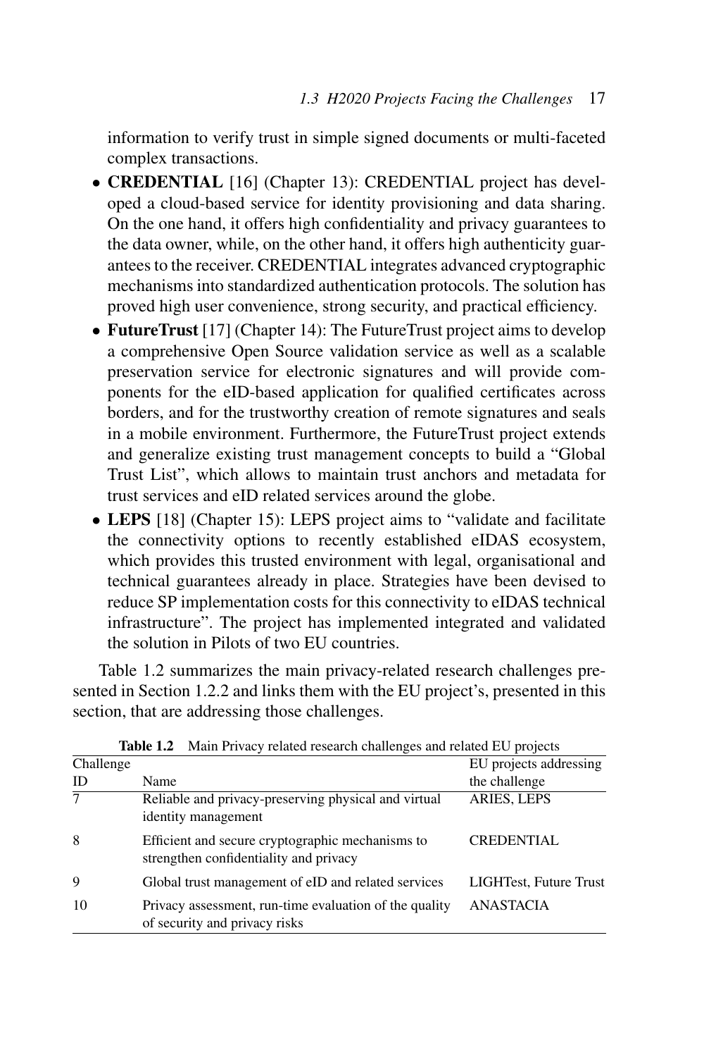information to verify trust in simple signed documents or multi-faceted complex transactions.

- **CREDENTIAL** [16] (Chapter 13): CREDENTIAL project has developed a cloud-based service for identity provisioning and data sharing. On the one hand, it offers high confidentiality and privacy guarantees to the data owner, while, on the other hand, it offers high authenticity guarantees to the receiver. CREDENTIAL integrates advanced cryptographic mechanisms into standardized authentication protocols. The solution has proved high user convenience, strong security, and practical efficiency.
- **FutureTrust** [17] (Chapter 14): The FutureTrust project aims to develop a comprehensive Open Source validation service as well as a scalable preservation service for electronic signatures and will provide components for the eID-based application for qualified certificates across borders, and for the trustworthy creation of remote signatures and seals in a mobile environment. Furthermore, the FutureTrust project extends and generalize existing trust management concepts to build a "Global Trust List", which allows to maintain trust anchors and metadata for trust services and eID related services around the globe.
- **LEPS** [18] (Chapter 15): LEPS project aims to "validate and facilitate the connectivity options to recently established eIDAS ecosystem, which provides this trusted environment with legal, organisational and technical guarantees already in place. Strategies have been devised to reduce SP implementation costs for this connectivity to eIDAS technical infrastructure". The project has implemented integrated and validated the solution in Pilots of two EU countries.

Table 1.2 summarizes the main privacy-related research challenges presented in Section 1.2.2 and links them with the EU project's, presented in this section, that are addressing those challenges.

**Table 1.2** Main Privacy related research challenges and related EU projects

| Challenge ID | Name | EU projects addressing the challenge |
|---|---|---|
| 7 | Reliable and privacy-preserving physical and virtual identity management | ARIES, LEPS |
| 8 | Efficient and secure cryptographic mechanisms to strengthen confidentiality and privacy | CREDENTIAL |
| 9 | Global trust management of eID and related services | LIGHTest, Future Trust |
| 10 | Privacy assessment, run-time evaluation of the quality of security and privacy risks | ANASTACIA |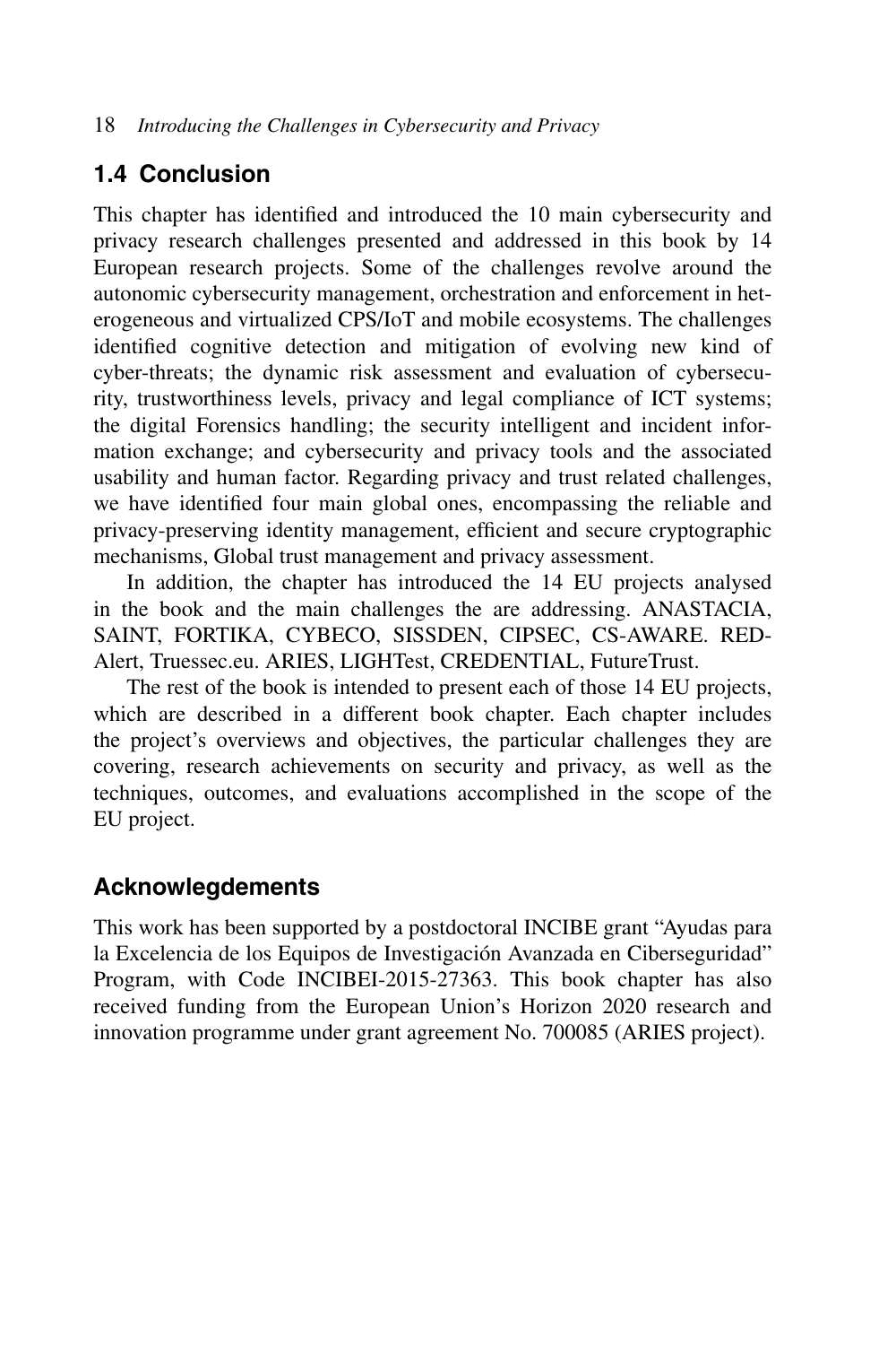## 1.4 Conclusion

This chapter has identified and introduced the 10 main cybersecurity and privacy research challenges presented and addressed in this book by 14 European research projects. Some of the challenges revolve around the autonomic cybersecurity management, orchestration and enforcement in heterogeneous and virtualized CPS/IoT and mobile ecosystems. The challenges identified cognitive detection and mitigation of evolving new kind of cyber-threats; the dynamic risk assessment and evaluation of cybersecurity, trustworthiness levels, privacy and legal compliance of ICT systems; the digital Forensics handling; the security intelligent and incident information exchange; and cybersecurity and privacy tools and the associated usability and human factor. Regarding privacy and trust related challenges, we have identified four main global ones, encompassing the reliable and privacy-preserving identity management, efficient and secure cryptographic mechanisms, Global trust management and privacy assessment.

In addition, the chapter has introduced the 14 EU projects analysed in the book and the main challenges the are addressing. ANASTACIA, SAINT, FORTIKA, CYBECO, SISSDEN, CIPSEC, CS-AWARE. RED-Alert, Truessec.eu. ARIES, LIGHTest, CREDENTIAL, FutureTrust.

The rest of the book is intended to present each of those 14 EU projects, which are described in a different book chapter. Each chapter includes the project's overviews and objectives, the particular challenges they are covering, research achievements on security and privacy, as well as the techniques, outcomes, and evaluations accomplished in the scope of the EU project.

## Acknowlegdements

This work has been supported by a postdoctoral INCIBE grant "Ayudas para la Excelencia de los Equipos de Investigación Avanzada en Ciberseguridad" Program, with Code INCIBEI-2015-27363. This book chapter has also received funding from the European Union's Horizon 2020 research and innovation programme under grant agreement No. 700085 (ARIES project).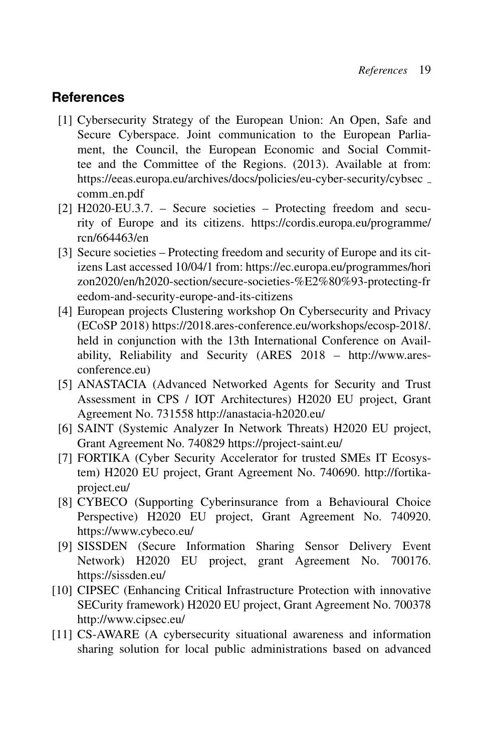## References

[1] Cybersecurity Strategy of the European Union: An Open, Safe and Secure Cyberspace. Joint communication to the European Parliament, the Council, the European Economic and Social Committee and the Committee of the Regions. (2013). Available at from: https://eeas.europa.eu/archives/docs/policies/eu-cyber-security/cybsec_comm_en.pdf

[2] H2020-EU.3.7. – Secure societies – Protecting freedom and security of Europe and its citizens. https://cordis.europa.eu/programme/rcn/664463/en

[3] Secure societies – Protecting freedom and security of Europe and its citizens Last accessed 10/04/1 from: https://ec.europa.eu/programmes/horizon2020/en/h2020-section/secure-societies-%E2%80%93-protecting-freedom-and-security-europe-and-its-citizens

[4] European projects Clustering workshop On Cybersecurity and Privacy (ECoSP 2018) https://2018.ares-conference.eu/workshops/ecosp-2018/. held in conjunction with the 13th International Conference on Availability, Reliability and Security (ARES 2018 – http://www.ares-conference.eu)

[5] ANASTACIA (Advanced Networked Agents for Security and Trust Assessment in CPS / IOT Architectures) H2020 EU project, Grant Agreement No. 731558 http://anastacia-h2020.eu/

[6] SAINT (Systemic Analyzer In Network Threats) H2020 EU project, Grant Agreement No. 740829 https://project-saint.eu/

[7] FORTIKA (Cyber Security Accelerator for trusted SMEs IT Ecosystem) H2020 EU project, Grant Agreement No. 740690. http://fortika-project.eu/

[8] CYBECO (Supporting Cyberinsurance from a Behavioural Choice Perspective) H2020 EU project, Grant Agreement No. 740920. https://www.cybeco.eu/

[9] SISSDEN (Secure Information Sharing Sensor Delivery Event Network) H2020 EU project, grant Agreement No. 700176. https://sissden.eu/

[10] CIPSEC (Enhancing Critical Infrastructure Protection with innovative SECurity framework) H2020 EU project, Grant Agreement No. 700378 http://www.cipsec.eu/

[11] CS-AWARE (A cybersecurity situational awareness and information sharing solution for local public administrations based on advanced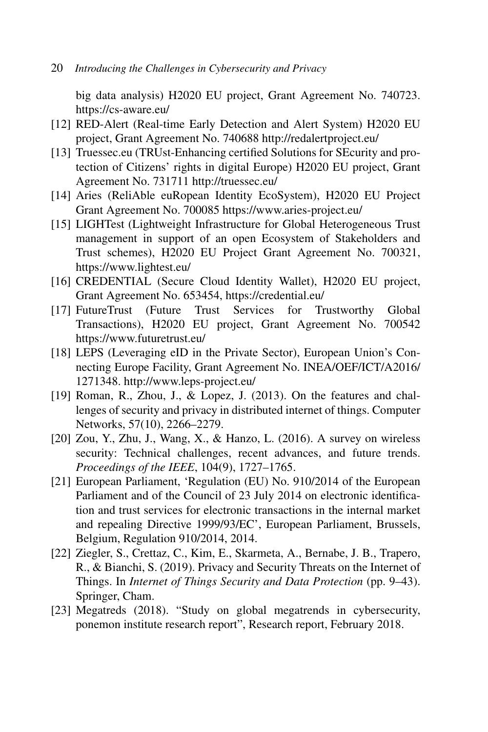big data analysis) H2020 EU project, Grant Agreement No. 740723. https://cs-aware.eu/

[12] RED-Alert (Real-time Early Detection and Alert System) H2020 EU project, Grant Agreement No. 740688 http://redalertproject.eu/

[13] Truessec.eu (TRUst-Enhancing certified Solutions for SEcurity and protection of Citizens' rights in digital Europe) H2020 EU project, Grant Agreement No. 731711 http://truessec.eu/

[14] Aries (ReliAble euRopean Identity EcoSystem), H2020 EU Project Grant Agreement No. 700085 https://www.aries-project.eu/

[15] LIGHTest (Lightweight Infrastructure for Global Heterogeneous Trust management in support of an open Ecosystem of Stakeholders and Trust schemes), H2020 EU Project Grant Agreement No. 700321, https://www.lightest.eu/

[16] CREDENTIAL (Secure Cloud Identity Wallet), H2020 EU project, Grant Agreement No. 653454, https://credential.eu/

[17] FutureTrust (Future Trust Services for Trustworthy Global Transactions), H2020 EU project, Grant Agreement No. 700542 https://www.futuretrust.eu/

[18] LEPS (Leveraging eID in the Private Sector), European Union's Connecting Europe Facility, Grant Agreement No. INEA/OEF/ICT/A2016/1271348. http://www.leps-project.eu/

[19] Roman, R., Zhou, J., & Lopez, J. (2013). On the features and challenges of security and privacy in distributed internet of things. Computer Networks, 57(10), 2266–2279.

[20] Zou, Y., Zhu, J., Wang, X., & Hanzo, L. (2016). A survey on wireless security: Technical challenges, recent advances, and future trends. *Proceedings of the IEEE*, 104(9), 1727–1765.

[21] European Parliament, 'Regulation (EU) No. 910/2014 of the European Parliament and of the Council of 23 July 2014 on electronic identification and trust services for electronic transactions in the internal market and repealing Directive 1999/93/EC', European Parliament, Brussels, Belgium, Regulation 910/2014, 2014.

[22] Ziegler, S., Crettaz, C., Kim, E., Skarmeta, A., Bernabe, J. B., Trapero, R., & Bianchi, S. (2019). Privacy and Security Threats on the Internet of Things. In *Internet of Things Security and Data Protection* (pp. 9–43). Springer, Cham.

[23] Megatreds (2018). "Study on global megatrends in cybersecurity, ponemon institute research report", Research report, February 2018.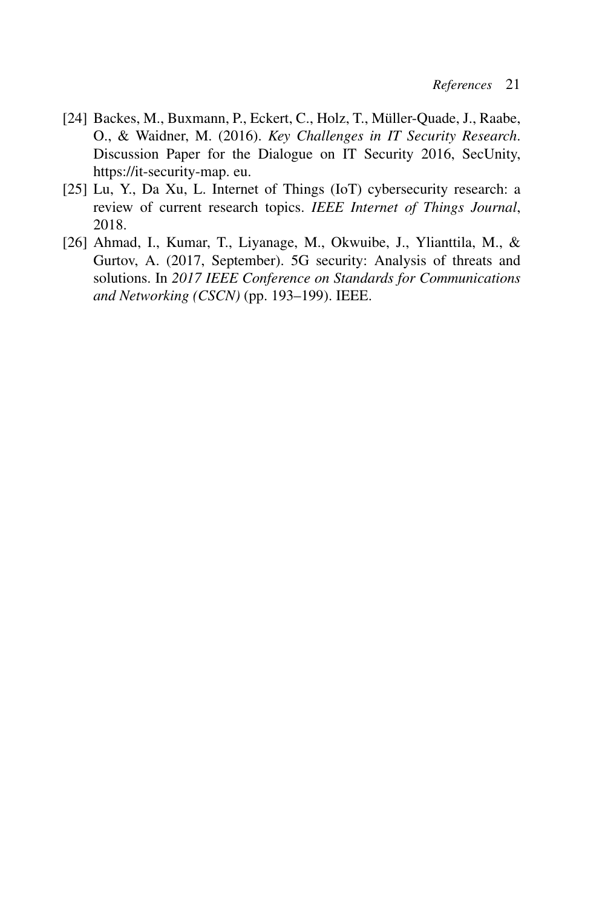[24] Backes, M., Buxmann, P., Eckert, C., Holz, T., Müller-Quade, J., Raabe, O., & Waidner, M. (2016). *Key Challenges in IT Security Research*. Discussion Paper for the Dialogue on IT Security 2016, SecUnity, https://it-security-map. eu.

[25] Lu, Y., Da Xu, L. Internet of Things (IoT) cybersecurity research: a review of current research topics. *IEEE Internet of Things Journal*, 2018.

[26] Ahmad, I., Kumar, T., Liyanage, M., Okwuibe, J., Ylianttila, M., & Gurtov, A. (2017, September). 5G security: Analysis of threats and solutions. In *2017 IEEE Conference on Standards for Communications and Networking (CSCN)* (pp. 193–199). IEEE.